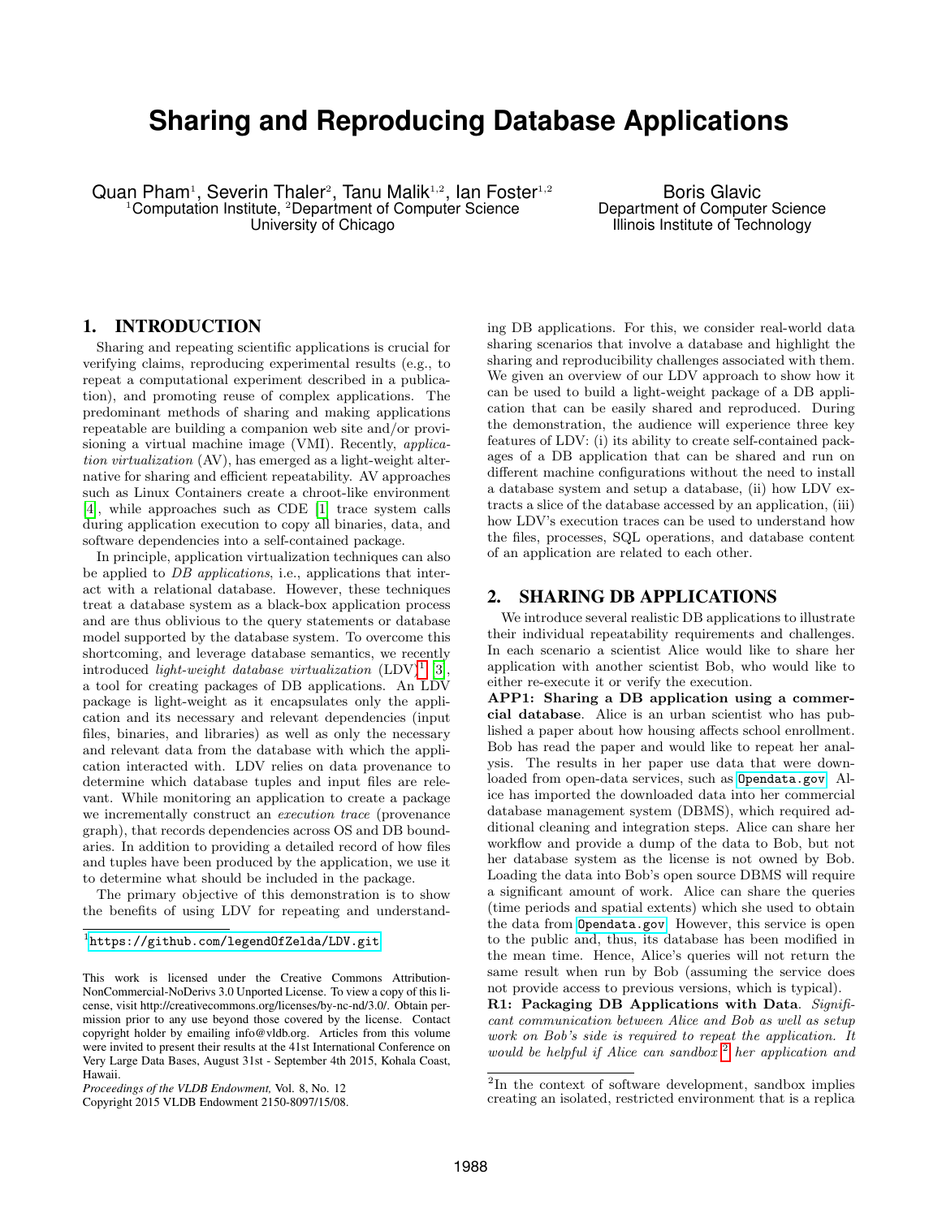# Sharing and Reproducing Database Applications

Quan Pham[1], Severin Thaler[2], Tanu Malik[1,2], Ian Foster[1,2]
[1]Computation Institute, [2]Department of Computer Science
University of Chicago

Boris Glavic
Department of Computer Science
Illinois Institute of Technology

## 1. INTRODUCTION

Sharing and repeating scientific applications is crucial for verifying claims, reproducing experimental results (e.g., to repeat a computational experiment described in a publication), and promoting reuse of complex applications. The predominant methods of sharing and making applications repeatable are building a companion web site and/or provisioning a virtual machine image (VMI). Recently, *application virtualization* (AV), has emerged as a light-weight alternative for sharing and efficient repeatability. AV approaches such as Linux Containers create a chroot-like environment [4], while approaches such as CDE [1] trace system calls during application execution to copy all binaries, data, and software dependencies into a self-contained package.

In principle, application virtualization techniques can also be applied to *DB applications*, i.e., applications that interact with a relational database. However, these techniques treat a database system as a black-box application process and are thus oblivious to the query statements or database model supported by the database system. To overcome this shortcoming, and leverage database semantics, we recently introduced *light-weight database virtualization* (LDV)[1] [3], a tool for creating packages of DB applications. An LDV package is light-weight as it encapsulates only the application and its necessary and relevant dependencies (input files, binaries, and libraries) as well as only the necessary and relevant data from the database with which the application interacted with. LDV relies on data provenance to determine which database tuples and input files are relevant. While monitoring an application to create a package we incrementally construct an *execution trace* (provenance graph), that records dependencies across OS and DB boundaries. In addition to providing a detailed record of how files and tuples have been produced by the application, we use it to determine what should be included in the package.

The primary objective of this demonstration is to show the benefits of using LDV for repeating and understanding DB applications. For this, we consider real-world data sharing scenarios that involve a database and highlight the sharing and reproducibility challenges associated with them. We given an overview of our LDV approach to show how it can be used to build a light-weight package of a DB application that can be easily shared and reproduced. During the demonstration, the audience will experience three key features of LDV: (i) its ability to create self-contained packages of a DB application that can be shared and run on different machine configurations without the need to install a database system and setup a database, (ii) how LDV extracts a slice of the database accessed by an application, (iii) how LDV's execution traces can be used to understand how the files, processes, SQL operations, and database content of an application are related to each other.

[1]https://github.com/legendOfZelda/LDV.git

This work is licensed under the Creative Commons Attribution-NonCommercial-NoDerivs 3.0 Unported License. To view a copy of this license, visit http://creativecommons.org/licenses/by-nc-nd/3.0/. Obtain permission prior to any use beyond those covered by the license. Contact copyright holder by emailing info@vldb.org. Articles from this volume were invited to present their results at the 41st International Conference on Very Large Data Bases, August 31st - September 4th 2015, Kohala Coast, Hawaii.
*Proceedings of the VLDB Endowment,* Vol. 8, No. 12
Copyright 2015 VLDB Endowment 2150-8097/15/08.

## 2. SHARING DB APPLICATIONS

We introduce several realistic DB applications to illustrate their individual repeatability requirements and challenges. In each scenario a scientist Alice would like to share her application with another scientist Bob, who would like to either re-execute it or verify the execution.

**APP1: Sharing a DB application using a commercial database**. Alice is an urban scientist who has published a paper about how housing affects school enrollment. Bob has read the paper and would like to repeat her analysis. The results in her paper use data that were downloaded from open-data services, such as `Opendata.gov`. Alice has imported the downloaded data into her commercial database management system (DBMS), which required additional cleaning and integration steps. Alice can share her workflow and provide a dump of the data to Bob, but not her database system as the license is not owned by Bob. Loading the data into Bob's open source DBMS will require a significant amount of work. Alice can share the queries (time periods and spatial extents) which she used to obtain the data from `Opendata.gov`. However, this service is open to the public and, thus, its database has been modified in the mean time. Hence, Alice's queries will not return the same result when run by Bob (assuming the service does not provide access to previous versions, which is typical).

**R1: Packaging DB Applications with Data**. *Significant communication between Alice and Bob as well as setup work on Bob's side is required to repeat the application. It would be helpful if Alice can sandbox*[2] *her application and*

[2]In the context of software development, sandbox implies creating an isolated, restricted environment that is a replica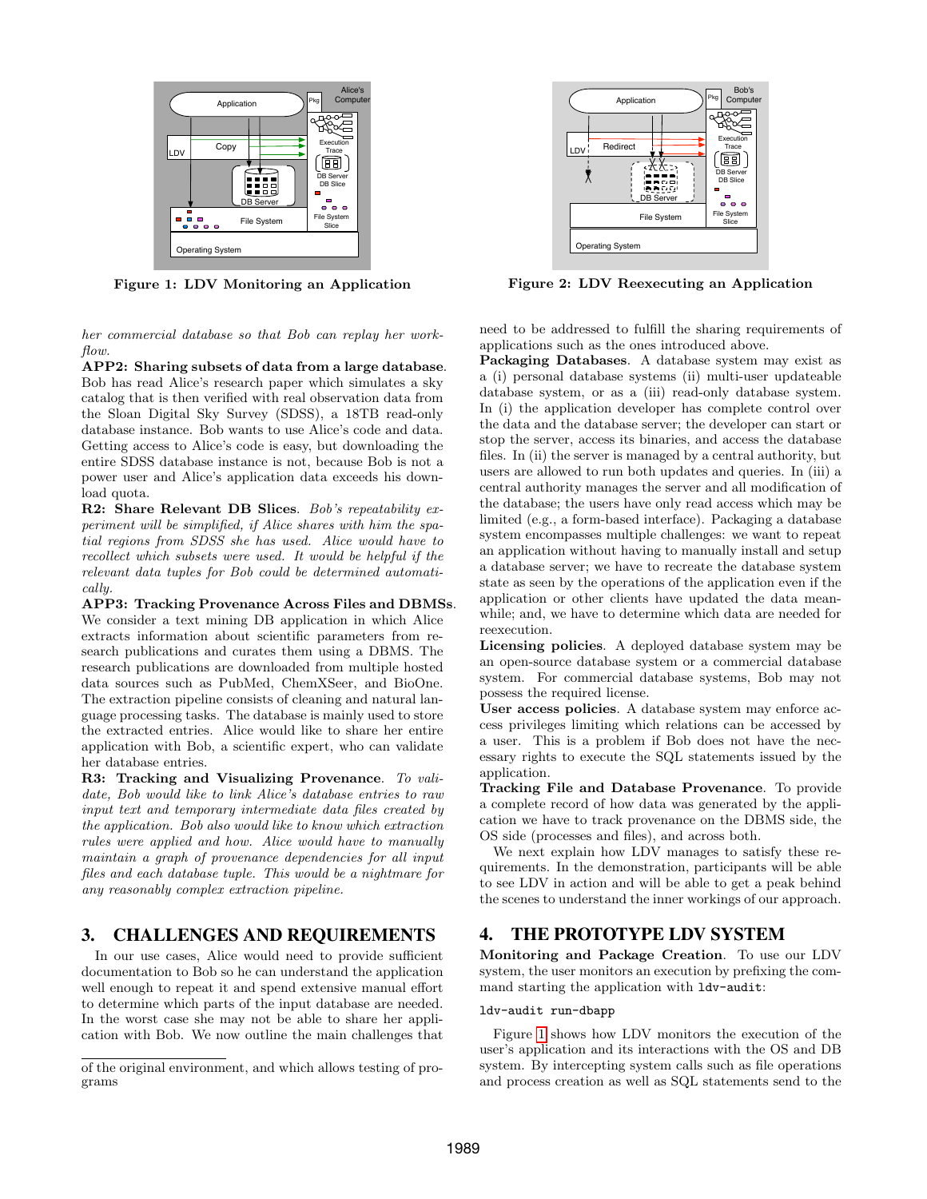Figure 1: LDV Monitoring an Application

Figure 2: LDV Reexecuting an Application

*her commercial database so that Bob can replay her workflow.*

**APP2: Sharing subsets of data from a large database**. Bob has read Alice's research paper which simulates a sky catalog that is then verified with real observation data from the Sloan Digital Sky Survey (SDSS), a 18TB read-only database instance. Bob wants to use Alice's code and data. Getting access to Alice's code is easy, but downloading the entire SDSS database instance is not, because Bob is not a power user and Alice's application data exceeds his download quota.

**R2: Share Relevant DB Slices**. *Bob's repeatability experiment will be simplified, if Alice shares with him the spatial regions from SDSS she has used. Alice would have to recollect which subsets were used. It would be helpful if the relevant data tuples for Bob could be determined automatically.*

**APP3: Tracking Provenance Across Files and DBMSs**. We consider a text mining DB application in which Alice extracts information about scientific parameters from research publications and curates them using a DBMS. The research publications are downloaded from multiple hosted data sources such as PubMed, ChemXSeer, and BioOne. The extraction pipeline consists of cleaning and natural language processing tasks. The database is mainly used to store the extracted entries. Alice would like to share her entire application with Bob, a scientific expert, who can validate her database entries.

**R3: Tracking and Visualizing Provenance**. *To validate, Bob would like to link Alice's database entries to raw input text and temporary intermediate data files created by the application. Bob also would like to know which extraction rules were applied and how. Alice would have to manually maintain a graph of provenance dependencies for all input files and each database tuple. This would be a nightmare for any reasonably complex extraction pipeline.*

## 3. CHALLENGES AND REQUIREMENTS

In our use cases, Alice would need to provide sufficient documentation to Bob so he can understand the application well enough to repeat it and spend extensive manual effort to determine which parts of the input database are needed. In the worst case she may not be able to share her application with Bob. We now outline the main challenges that need to be addressed to fulfill the sharing requirements of applications such as the ones introduced above.

**Packaging Databases**. A database system may exist as a (i) personal database systems (ii) multi-user updateable database system, or as a (iii) read-only database system. In (i) the application developer has complete control over the data and the database server; the developer can start or stop the server, access its binaries, and access the database files. In (ii) the server is managed by a central authority, but users are allowed to run both updates and queries. In (iii) a central authority manages the server and all modification of the database; the users have only read access which may be limited (e.g., a form-based interface). Packaging a database system encompasses multiple challenges: we want to repeat an application without having to manually install and setup a database server; we have to recreate the database system state as seen by the operations of the application even if the application or other clients have updated the data meanwhile; and, we have to determine which data are needed for reexecution.

**Licensing policies**. A deployed database system may be an open-source database system or a commercial database system. For commercial database systems, Bob may not possess the required license.

**User access policies**. A database system may enforce access privileges limiting which relations can be accessed by a user. This is a problem if Bob does not have the necessary rights to execute the SQL statements issued by the application.

**Tracking File and Database Provenance**. To provide a complete record of how data was generated by the application we have to track provenance on the DBMS side, the OS side (processes and files), and across both.

We next explain how LDV manages to satisfy these requirements. In the demonstration, participants will be able to see LDV in action and will be able to get a peak behind the scenes to understand the inner workings of our approach.

## 4. THE PROTOTYPE LDV SYSTEM

**Monitoring and Package Creation**. To use our LDV system, the user monitors an execution by prefixing the command starting the application with `ldv-audit`:

```
ldv-audit run-dbapp
```

Figure 1 shows how LDV monitors the execution of the user's application and its interactions with the OS and DB system. By intercepting system calls such as file operations and process creation as well as SQL statements send to the

---

of the original environment, and which allows testing of programs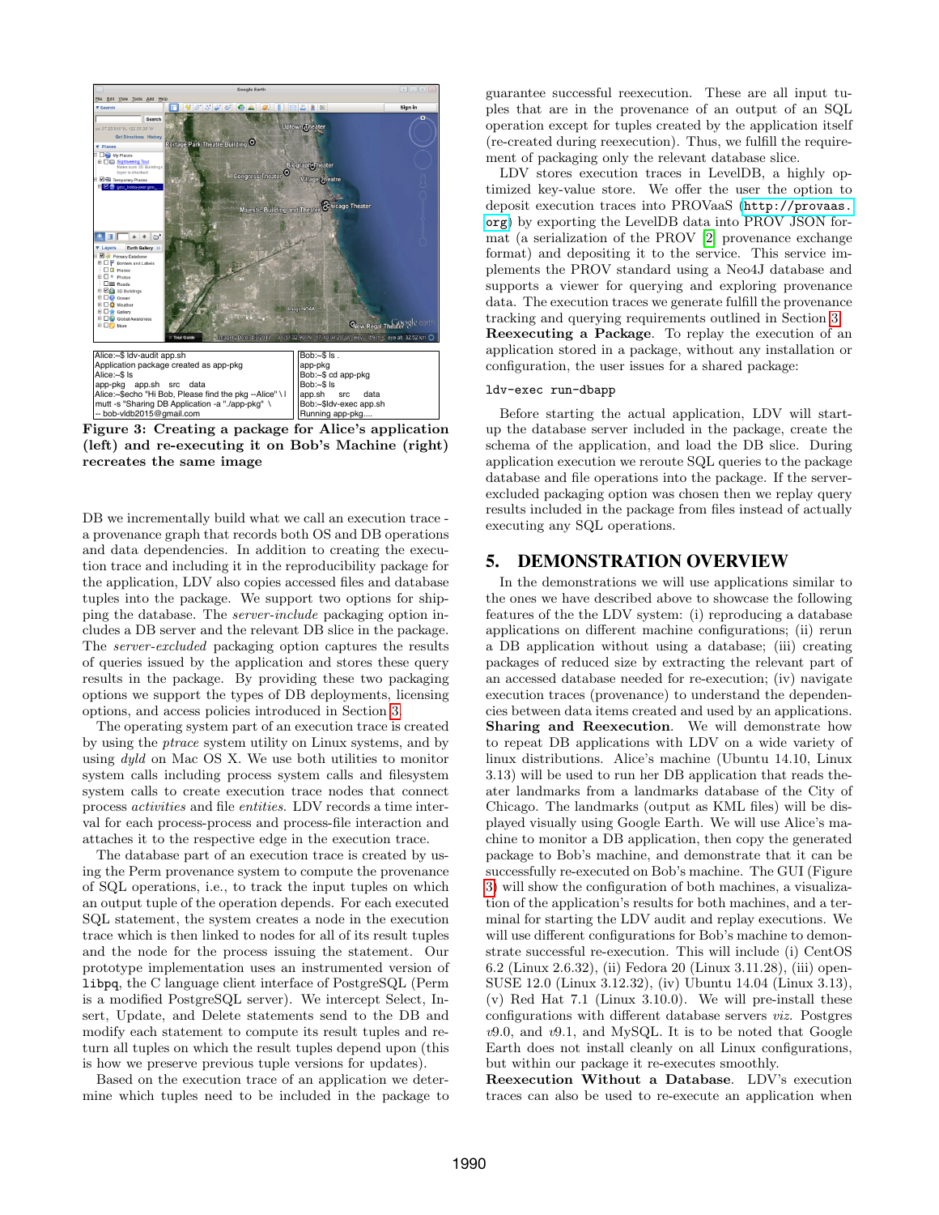| | |
|---|---|
| Alice:~$ ldv-audit app.sh | Bob:~$ ls . |
| Application package created as app-pkg | app-pkg |
| Alice:~$ ls | Bob:~$ cd app-pkg |
| app-pkg app.sh src data | Bob:~$ ls |
| Alice:~$echo "Hi Bob, Please find the pkg --Alice" \| | app.sh src data |
| mutt -s "Sharing DB Application -a "./app-pkg" \ | Bob:~$ldv-exec app.sh |
| -- bob-vldb2015@gmail.com | Running app-pkg.... |

**Figure 3: Creating a package for Alice's application (left) and re-executing it on Bob's Machine (right) recreates the same image**

DB we incrementally build what we call an execution trace - a provenance graph that records both OS and DB operations and data dependencies. In addition to creating the execution trace and including it in the reproducibility package for the application, LDV also copies accessed files and database tuples into the package. We support two options for shipping the database. The *server-include* packaging option includes a DB server and the relevant DB slice in the package. The *server-excluded* packaging option captures the results of queries issued by the application and stores these query results in the package. By providing these two packaging options we support the types of DB deployments, licensing options, and access policies introduced in Section 3.

The operating system part of an execution trace is created by using the *ptrace* system utility on Linux systems, and by using *dyld* on Mac OS X. We use both utilities to monitor system calls including process system calls and filesystem system calls to create execution trace nodes that connect process *activities* and file *entities*. LDV records a time interval for each process-process and process-file interaction and attaches it to the respective edge in the execution trace.

The database part of an execution trace is created by using the Perm provenance system to compute the provenance of SQL operations, i.e., to track the input tuples on which an output tuple of the operation depends. For each executed SQL statement, the system creates a node in the execution trace which is then linked to nodes for all of its result tuples and the node for the process issuing the statement. Our prototype implementation uses an instrumented version of `libpq`, the C language client interface of PostgreSQL (Perm is a modified PostgreSQL server). We intercept Select, Insert, Update, and Delete statements send to the DB and modify each statement to compute its result tuples and return all tuples on which the result tuples depend upon (this is how we preserve previous tuple versions for updates).

Based on the execution trace of an application we determine which tuples need to be included in the package to guarantee successful reexecution. These are all input tuples that are in the provenance of an output of an SQL operation except for tuples created by the application itself (re-created during reexecution). Thus, we fulfill the requirement of packaging only the relevant database slice.

LDV stores execution traces in LevelDB, a highly optimized key-value store. We offer the user the option to deposit execution traces into PROVaaS (`http://provaas.org`) by exporting the LevelDB data into PROV JSON format (a serialization of the PROV [2] provenance exchange format) and depositing it to the service. This service implements the PROV standard using a Neo4J database and supports a viewer for querying and exploring provenance data. The execution traces we generate fulfill the provenance tracking and querying requirements outlined in Section 3.

**Reexecuting a Package.** To replay the execution of an application stored in a package, without any installation or configuration, the user issues for a shared package:

```
ldv-exec run-dbapp
```

Before starting the actual application, LDV will startup the database server included in the package, create the schema of the application, and load the DB slice. During application execution we reroute SQL queries to the package database and file operations into the package. If the server-excluded packaging option was chosen then we replay query results included in the package from files instead of actually executing any SQL operations.

## 5. DEMONSTRATION OVERVIEW

In the demonstrations we will use applications similar to the ones we have described above to showcase the following features of the the LDV system: (i) reproducing a database applications on different machine configurations; (ii) rerun a DB application without using a database; (iii) creating packages of reduced size by extracting the relevant part of an accessed database needed for re-execution; (iv) navigate execution traces (provenance) to understand the dependencies between data items created and used by an applications.

**Sharing and Reexecution.** We will demonstrate how to repeat DB applications with LDV on a wide variety of linux distributions. Alice's machine (Ubuntu 14.10, Linux 3.13) will be used to run her DB application that reads theater landmarks from a landmarks database of the City of Chicago. The landmarks (output as KML files) will be displayed visually using Google Earth. We will use Alice's machine to monitor a DB application, then copy the generated package to Bob's machine, and demonstrate that it can be successfully re-executed on Bob's machine. The GUI (Figure 3) will show the configuration of both machines, a visualization of the application's results for both machines, and a terminal for starting the LDV audit and replay executions. We will use different configurations for Bob's machine to demonstrate successful re-execution. This will include (i) CentOS 6.2 (Linux 2.6.32), (ii) Fedora 20 (Linux 3.11.28), (iii) openSUSE 12.0 (Linux 3.12.32), (iv) Ubuntu 14.04 (Linux 3.13), (v) Red Hat 7.1 (Linux 3.10.0). We will pre-install these configurations with different database servers *viz.* Postgres *v*9.0, and *v*9.1, and MySQL. It is to be noted that Google Earth does not install cleanly on all Linux configurations, but within our package it re-executes smoothly.

**Reexecution Without a Database.** LDV's execution traces can also be used to re-execute an application when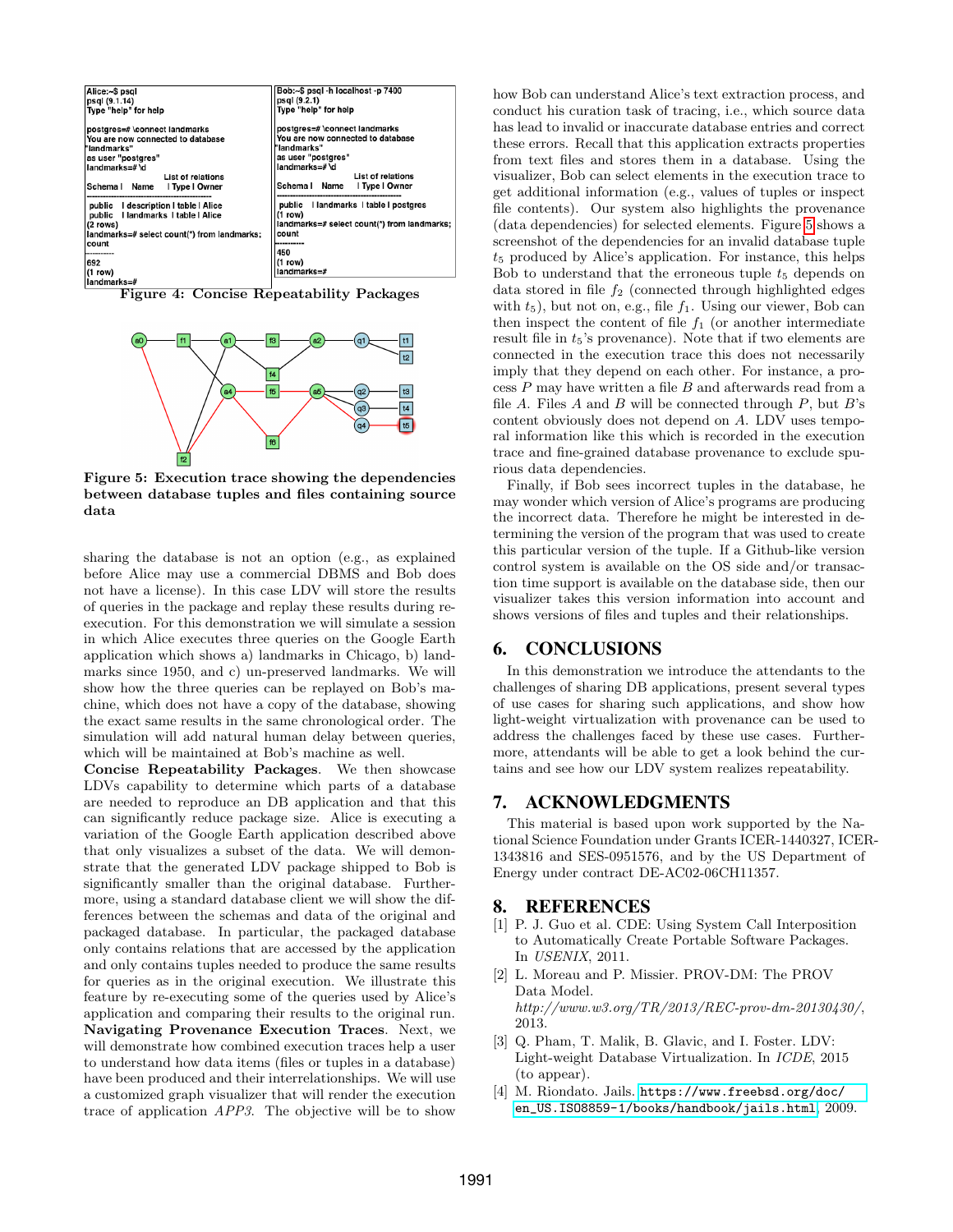```
Alice:~$ psql
psql (9.1.14)
Type "help" for help

postgres=# \connect landmarks
You are now connected to database
"landmarks"
as user "postgres"
landmarks=# \d
            List of relations
Schema |    Name     | Type | Owner
-----------------------------------
 public | description | table | Alice
 public | landmarks   | table | Alice
(2 rows)
landmarks=# select count(*) from landmarks;
count
--------
692
(1 row)
landmarks=#
```

```
Bob:~$ psql -h localhost -p 7400
psql (9.2.1)
Type "help" for help

postgres=# \connect landmarks
You are now connected to database
"landmarks"
as user "postgres"
landmarks=# \d
            List of relations
Schema |   Name    | Type  | Owner
-----------------------------------
 public | landmarks | table | postgres
(1 row)
landmarks=# select count(*) from landmarks;
count
--------
450
(1 row)
landmarks=#
```

**Figure 4: Concise Repeatability Packages**

a0 f1 a1 f3 a2 q1 t1 t2 f4 a4 f5 a5 q2 t3 q3 t4 q4 t5 f6 f2

**Figure 5: Execution trace showing the dependencies between database tuples and files containing source data**

sharing the database is not an option (e.g., as explained before Alice may use a commercial DBMS and Bob does not have a license). In this case LDV will store the results of queries in the package and replay these results during re-execution. For this demonstration we will simulate a session in which Alice executes three queries on the Google Earth application which shows a) landmarks in Chicago, b) landmarks since 1950, and c) un-preserved landmarks. We will show how the three queries can be replayed on Bob's machine, which does not have a copy of the database, showing the exact same results in the same chronological order. The simulation will add natural human delay between queries, which will be maintained at Bob's machine as well.

**Concise Repeatability Packages**. We then showcase LDVs capability to determine which parts of a database are needed to reproduce an DB application and that this can significantly reduce package size. Alice is executing a variation of the Google Earth application described above that only visualizes a subset of the data. We will demonstrate that the generated LDV package shipped to Bob is significantly smaller than the original database. Furthermore, using a standard database client we will show the differences between the schemas and data of the original and packaged database. In particular, the packaged database only contains relations that are accessed by the application and only contains tuples needed to produce the same results for queries as in the original execution. We illustrate this feature by re-executing some of the queries used by Alice's application and comparing their results to the original run.

**Navigating Provenance Execution Traces**. Next, we will demonstrate how combined execution traces help a user to understand how data items (files or tuples in a database) have been produced and their interrelationships. We will use a customized graph visualizer that will render the execution trace of application *APP3*. The objective will be to show how Bob can understand Alice's text extraction process, and conduct his curation task of tracing, i.e., which source data has lead to invalid or inaccurate database entries and correct these errors. Recall that this application extracts properties from text files and stores them in a database. Using the visualizer, Bob can select elements in the execution trace to get additional information (e.g., values of tuples or inspect file contents). Our system also highlights the provenance (data dependencies) for selected elements. Figure 5 shows a screenshot of the dependencies for an invalid database tuple $t_5$ produced by Alice's application. For instance, this helps Bob to understand that the erroneous tuple $t_5$ depends on data stored in file $f_2$ (connected through highlighted edges with $t_5$), but not on, e.g., file $f_1$. Using our viewer, Bob can then inspect the content of file $f_1$ (or another intermediate result file in $t_5$'s provenance). Note that if two elements are connected in the execution trace this does not necessarily imply that they depend on each other. For instance, a process $P$ may have written a file $B$ and afterwards read from a file $A$. Files $A$ and $B$ will be connected through $P$, but $B$'s content obviously does not depend on $A$. LDV uses temporal information like this which is recorded in the execution trace and fine-grained database provenance to exclude spurious data dependencies.

Finally, if Bob sees incorrect tuples in the database, he may wonder which version of Alice's programs are producing the incorrect data. Therefore he might be interested in determining the version of the program that was used to create this particular version of the tuple. If a Github-like version control system is available on the OS side and/or transaction time support is available on the database side, then our visualizer takes this version information into account and shows versions of files and tuples and their relationships.

## 6. CONCLUSIONS

In this demonstration we introduce the attendants to the challenges of sharing DB applications, present several types of use cases for sharing such applications, and show how light-weight virtualization with provenance can be used to address the challenges faced by these use cases. Furthermore, attendants will be able to get a look behind the curtains and see how our LDV system realizes repeatability.

## 7. ACKNOWLEDGMENTS

This material is based upon work supported by the National Science Foundation under Grants ICER-1440327, ICER-1343816 and SES-0951576, and by the US Department of Energy under contract DE-AC02-06CH11357.

## 8. REFERENCES

[1] P. J. Guo et al. CDE: Using System Call Interposition to Automatically Create Portable Software Packages. In *USENIX*, 2011.

[2] L. Moreau and P. Missier. PROV-DM: The PROV Data Model. *http://www.w3.org/TR/2013/REC-prov-dm-20130430/*, 2013.

[3] Q. Pham, T. Malik, B. Glavic, and I. Foster. LDV: Light-weight Database Virtualization. In *ICDE*, 2015 (to appear).

[4] M. Riondato. Jails. https://www.freebsd.org/doc/en_US.ISO8859-1/books/handbook/jails.html, 2009.